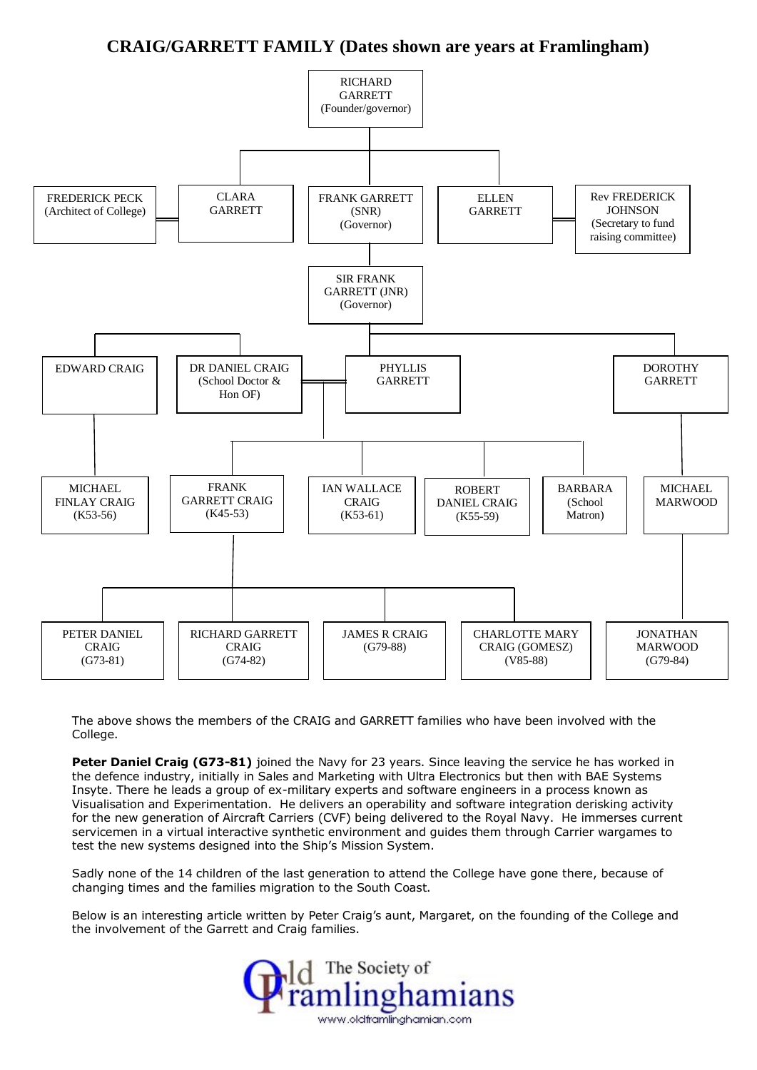# CRAIG/GARRETT FAMILY (Dates shown are years at Framlingham)

- **RICHARD GARRETT** (Founder/governor)
  - **CLARA GARRETT** = FREDERICK PECK (Architect of College)
  - **FRANK GARRETT (SNR)** (Governor)
    - **SIR FRANK GARRETT (JNR)** (Governor)
      - **DR DANIEL CRAIG** (School Doctor & Hon OF) = **PHYLLIS GARRETT**
        - **FRANK GARRETT CRAIG** (K45-53)
          - PETER DANIEL CRAIG (G73-81)
          - RICHARD GARRETT CRAIG (G74-82)
          - JAMES R CRAIG (G79-88)
          - CHARLOTTE MARY CRAIG (GOMESZ) (V85-88)
        - IAN WALLACE CRAIG (K53-61)
        - ROBERT DANIEL CRAIG (K55-59)
        - BARBARA (School Matron)
      - **DOROTHY GARRETT**
        - **MICHAEL MARWOOD**
          - JONATHAN MARWOOD (G79-84)
  - **ELLEN GARRETT** = Rev FREDERICK JOHNSON (Secretary to fund raising committee)

- **EDWARD CRAIG**
  - MICHAEL FINLAY CRAIG (K53-56)

The above shows the members of the CRAIG and GARRETT families who have been involved with the College.

**Peter Daniel Craig (G73-81)** joined the Navy for 23 years. Since leaving the service he has worked in the defence industry, initially in Sales and Marketing with Ultra Electronics but then with BAE Systems Insyte. There he leads a group of ex-military experts and software engineers in a process known as Visualisation and Experimentation. He delivers an operability and software integration derisking activity for the new generation of Aircraft Carriers (CVF) being delivered to the Royal Navy. He immerses current servicemen in a virtual interactive synthetic environment and guides them through Carrier wargames to test the new systems designed into the Ship's Mission System.

Sadly none of the 14 children of the last generation to attend the College have gone there, because of changing times and the families migration to the South Coast.

Below is an interesting article written by Peter Craig's aunt, Margaret, on the founding of the College and the involvement of the Garrett and Craig families.

The Society of Old Framlinghamians
www.oldframlinghamian.com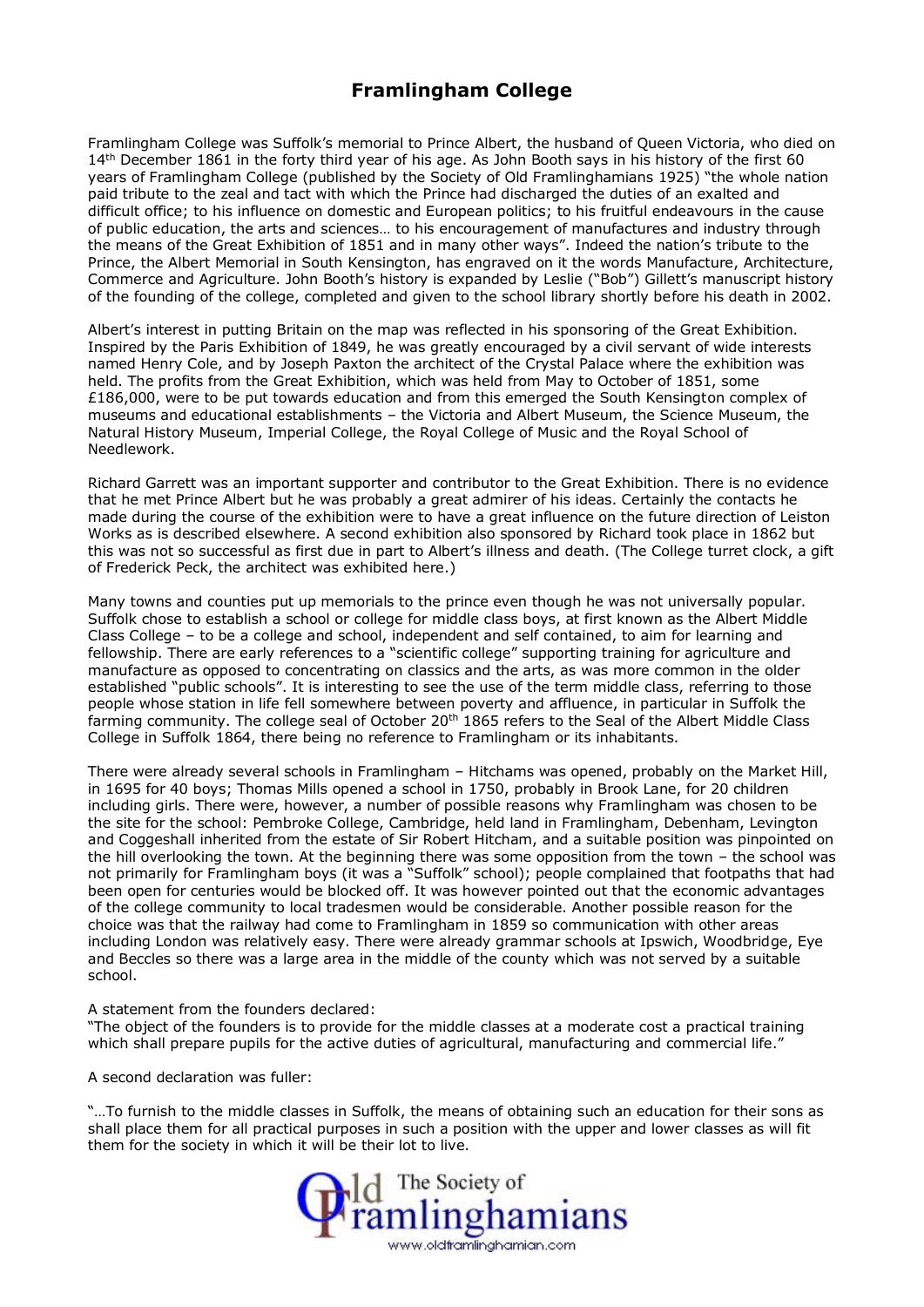# Framlingham College

Framlingham College was Suffolk's memorial to Prince Albert, the husband of Queen Victoria, who died on 14th December 1861 in the forty third year of his age. As John Booth says in his history of the first 60 years of Framlingham College (published by the Society of Old Framlinghamians 1925) "the whole nation paid tribute to the zeal and tact with which the Prince had discharged the duties of an exalted and difficult office; to his influence on domestic and European politics; to his fruitful endeavours in the cause of public education, the arts and sciences… to his encouragement of manufactures and industry through the means of the Great Exhibition of 1851 and in many other ways". Indeed the nation's tribute to the Prince, the Albert Memorial in South Kensington, has engraved on it the words Manufacture, Architecture, Commerce and Agriculture. John Booth's history is expanded by Leslie ("Bob") Gillett's manuscript history of the founding of the college, completed and given to the school library shortly before his death in 2002.

Albert's interest in putting Britain on the map was reflected in his sponsoring of the Great Exhibition. Inspired by the Paris Exhibition of 1849, he was greatly encouraged by a civil servant of wide interests named Henry Cole, and by Joseph Paxton the architect of the Crystal Palace where the exhibition was held. The profits from the Great Exhibition, which was held from May to October of 1851, some £186,000, were to be put towards education and from this emerged the South Kensington complex of museums and educational establishments – the Victoria and Albert Museum, the Science Museum, the Natural History Museum, Imperial College, the Royal College of Music and the Royal School of Needlework.

Richard Garrett was an important supporter and contributor to the Great Exhibition. There is no evidence that he met Prince Albert but he was probably a great admirer of his ideas. Certainly the contacts he made during the course of the exhibition were to have a great influence on the future direction of Leiston Works as is described elsewhere. A second exhibition also sponsored by Richard took place in 1862 but this was not so successful as first due in part to Albert's illness and death. (The College turret clock, a gift of Frederick Peck, the architect was exhibited here.)

Many towns and counties put up memorials to the prince even though he was not universally popular. Suffolk chose to establish a school or college for middle class boys, at first known as the Albert Middle Class College – to be a college and school, independent and self contained, to aim for learning and fellowship. There are early references to a "scientific college" supporting training for agriculture and manufacture as opposed to concentrating on classics and the arts, as was more common in the older established "public schools". It is interesting to see the use of the term middle class, referring to those people whose station in life fell somewhere between poverty and affluence, in particular in Suffolk the farming community. The college seal of October 20th 1865 refers to the Seal of the Albert Middle Class College in Suffolk 1864, there being no reference to Framlingham or its inhabitants.

There were already several schools in Framlingham – Hitchams was opened, probably on the Market Hill, in 1695 for 40 boys; Thomas Mills opened a school in 1750, probably in Brook Lane, for 20 children including girls. There were, however, a number of possible reasons why Framlingham was chosen to be the site for the school: Pembroke College, Cambridge, held land in Framlingham, Debenham, Levington and Coggeshall inherited from the estate of Sir Robert Hitcham, and a suitable position was pinpointed on the hill overlooking the town. At the beginning there was some opposition from the town – the school was not primarily for Framlingham boys (it was a "Suffolk" school); people complained that footpaths that had been open for centuries would be blocked off. It was however pointed out that the economic advantages of the college community to local tradesmen would be considerable. Another possible reason for the choice was that the railway had come to Framlingham in 1859 so communication with other areas including London was relatively easy. There were already grammar schools at Ipswich, Woodbridge, Eye and Beccles so there was a large area in the middle of the county which was not served by a suitable school.

A statement from the founders declared:
"The object of the founders is to provide for the middle classes at a moderate cost a practical training which shall prepare pupils for the active duties of agricultural, manufacturing and commercial life."

A second declaration was fuller:

"…To furnish to the middle classes in Suffolk, the means of obtaining such an education for their sons as shall place them for all practical purposes in such a position with the upper and lower classes as will fit them for the society in which it will be their lot to live.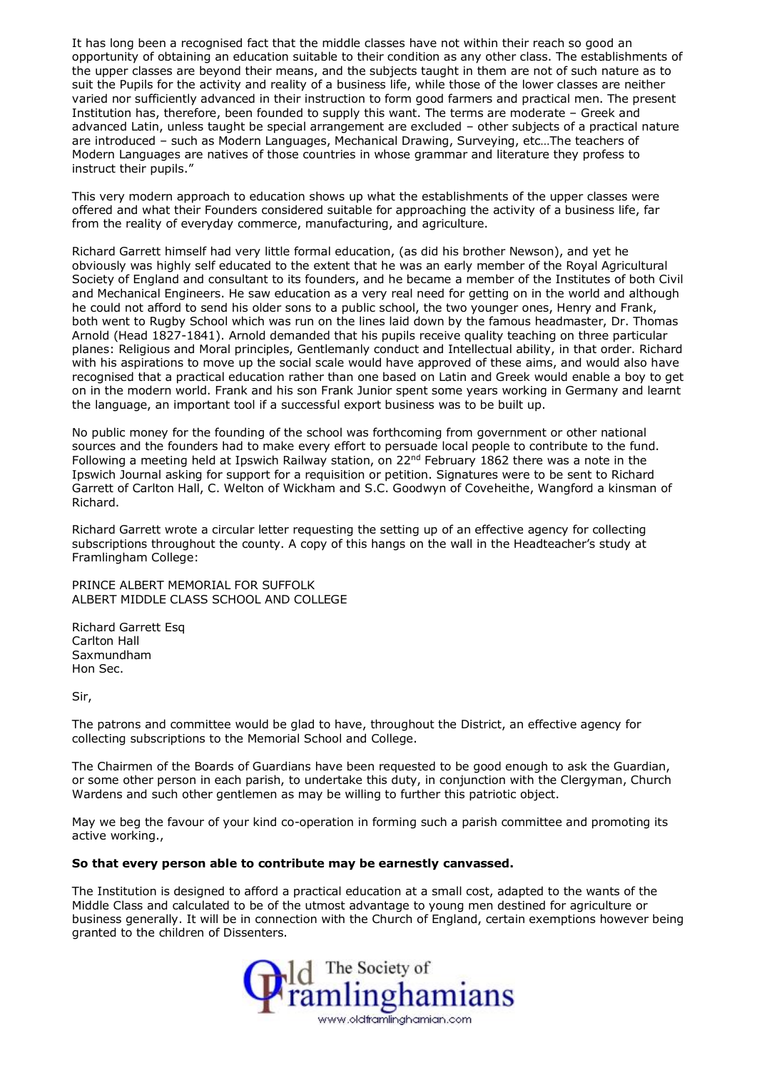It has long been a recognised fact that the middle classes have not within their reach so good an opportunity of obtaining an education suitable to their condition as any other class. The establishments of the upper classes are beyond their means, and the subjects taught in them are not of such nature as to suit the Pupils for the activity and reality of a business life, while those of the lower classes are neither varied nor sufficiently advanced in their instruction to form good farmers and practical men. The present Institution has, therefore, been founded to supply this want. The terms are moderate – Greek and advanced Latin, unless taught be special arrangement are excluded – other subjects of a practical nature are introduced – such as Modern Languages, Mechanical Drawing, Surveying, etc…The teachers of Modern Languages are natives of those countries in whose grammar and literature they profess to instruct their pupils."

This very modern approach to education shows up what the establishments of the upper classes were offered and what their Founders considered suitable for approaching the activity of a business life, far from the reality of everyday commerce, manufacturing, and agriculture.

Richard Garrett himself had very little formal education, (as did his brother Newson), and yet he obviously was highly self educated to the extent that he was an early member of the Royal Agricultural Society of England and consultant to its founders, and he became a member of the Institutes of both Civil and Mechanical Engineers. He saw education as a very real need for getting on in the world and although he could not afford to send his older sons to a public school, the two younger ones, Henry and Frank, both went to Rugby School which was run on the lines laid down by the famous headmaster, Dr. Thomas Arnold (Head 1827-1841). Arnold demanded that his pupils receive quality teaching on three particular planes: Religious and Moral principles, Gentlemanly conduct and Intellectual ability, in that order. Richard with his aspirations to move up the social scale would have approved of these aims, and would also have recognised that a practical education rather than one based on Latin and Greek would enable a boy to get on in the modern world. Frank and his son Frank Junior spent some years working in Germany and learnt the language, an important tool if a successful export business was to be built up.

No public money for the founding of the school was forthcoming from government or other national sources and the founders had to make every effort to persuade local people to contribute to the fund. Following a meeting held at Ipswich Railway station, on 22nd February 1862 there was a note in the Ipswich Journal asking for support for a requisition or petition. Signatures were to be sent to Richard Garrett of Carlton Hall, C. Welton of Wickham and S.C. Goodwyn of Coveheithe, Wangford a kinsman of Richard.

Richard Garrett wrote a circular letter requesting the setting up of an effective agency for collecting subscriptions throughout the county. A copy of this hangs on the wall in the Headteacher's study at Framlingham College:

PRINCE ALBERT MEMORIAL FOR SUFFOLK
ALBERT MIDDLE CLASS SCHOOL AND COLLEGE

Richard Garrett Esq
Carlton Hall
Saxmundham
Hon Sec.

Sir,

The patrons and committee would be glad to have, throughout the District, an effective agency for collecting subscriptions to the Memorial School and College.

The Chairmen of the Boards of Guardians have been requested to be good enough to ask the Guardian, or some other person in each parish, to undertake this duty, in conjunction with the Clergyman, Church Wardens and such other gentlemen as may be willing to further this patriotic object.

May we beg the favour of your kind co-operation in forming such a parish committee and promoting its active working.,

**So that every person able to contribute may be earnestly canvassed.**

The Institution is designed to afford a practical education at a small cost, adapted to the wants of the Middle Class and calculated to be of the utmost advantage to young men destined for agriculture or business generally. It will be in connection with the Church of England, certain exemptions however being granted to the children of Dissenters.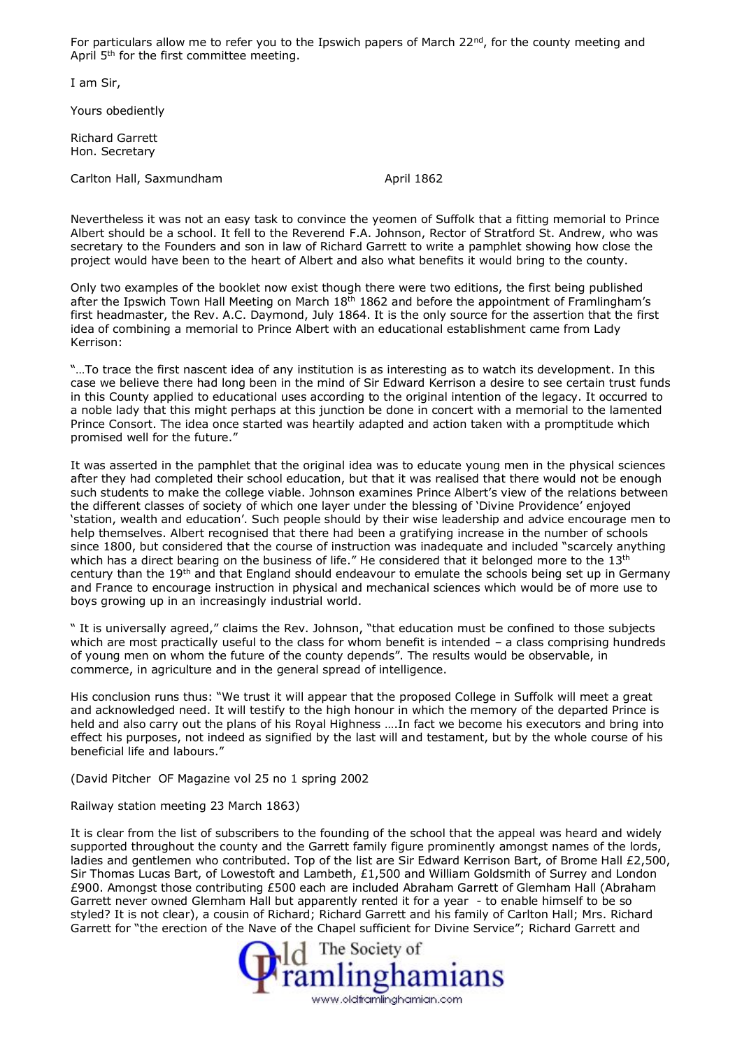For particulars allow me to refer you to the Ipswich papers of March 22nd, for the county meeting and April 5th for the first committee meeting.

I am Sir,

Yours obediently

Richard Garrett
Hon. Secretary

Carlton Hall, Saxmundham April 1862

Nevertheless it was not an easy task to convince the yeomen of Suffolk that a fitting memorial to Prince Albert should be a school. It fell to the Reverend F.A. Johnson, Rector of Stratford St. Andrew, who was secretary to the Founders and son in law of Richard Garrett to write a pamphlet showing how close the project would have been to the heart of Albert and also what benefits it would bring to the county.

Only two examples of the booklet now exist though there were two editions, the first being published after the Ipswich Town Hall Meeting on March 18th 1862 and before the appointment of Framlingham's first headmaster, the Rev. A.C. Daymond, July 1864. It is the only source for the assertion that the first idea of combining a memorial to Prince Albert with an educational establishment came from Lady Kerrison:

"…To trace the first nascent idea of any institution is as interesting as to watch its development. In this case we believe there had long been in the mind of Sir Edward Kerrison a desire to see certain trust funds in this County applied to educational uses according to the original intention of the legacy. It occurred to a noble lady that this might perhaps at this junction be done in concert with a memorial to the lamented Prince Consort. The idea once started was heartily adapted and action taken with a promptitude which promised well for the future."

It was asserted in the pamphlet that the original idea was to educate young men in the physical sciences after they had completed their school education, but that it was realised that there would not be enough such students to make the college viable. Johnson examines Prince Albert's view of the relations between the different classes of society of which one layer under the blessing of 'Divine Providence' enjoyed 'station, wealth and education'. Such people should by their wise leadership and advice encourage men to help themselves. Albert recognised that there had been a gratifying increase in the number of schools since 1800, but considered that the course of instruction was inadequate and included "scarcely anything which has a direct bearing on the business of life." He considered that it belonged more to the 13th century than the 19th and that England should endeavour to emulate the schools being set up in Germany and France to encourage instruction in physical and mechanical sciences which would be of more use to boys growing up in an increasingly industrial world.

" It is universally agreed," claims the Rev. Johnson, "that education must be confined to those subjects which are most practically useful to the class for whom benefit is intended – a class comprising hundreds of young men on whom the future of the county depends". The results would be observable, in commerce, in agriculture and in the general spread of intelligence.

His conclusion runs thus: "We trust it will appear that the proposed College in Suffolk will meet a great and acknowledged need. It will testify to the high honour in which the memory of the departed Prince is held and also carry out the plans of his Royal Highness ….In fact we become his executors and bring into effect his purposes, not indeed as signified by the last will and testament, but by the whole course of his beneficial life and labours."

(David Pitcher OF Magazine vol 25 no 1 spring 2002

Railway station meeting 23 March 1863)

It is clear from the list of subscribers to the founding of the school that the appeal was heard and widely supported throughout the county and the Garrett family figure prominently amongst names of the lords, ladies and gentlemen who contributed. Top of the list are Sir Edward Kerrison Bart, of Brome Hall £2,500, Sir Thomas Lucas Bart, of Lowestoft and Lambeth, £1,500 and William Goldsmith of Surrey and London £900. Amongst those contributing £500 each are included Abraham Garrett of Glemham Hall (Abraham Garrett never owned Glemham Hall but apparently rented it for a year - to enable himself to be so styled? It is not clear), a cousin of Richard; Richard Garrett and his family of Carlton Hall; Mrs. Richard Garrett for "the erection of the Nave of the Chapel sufficient for Divine Service"; Richard Garrett and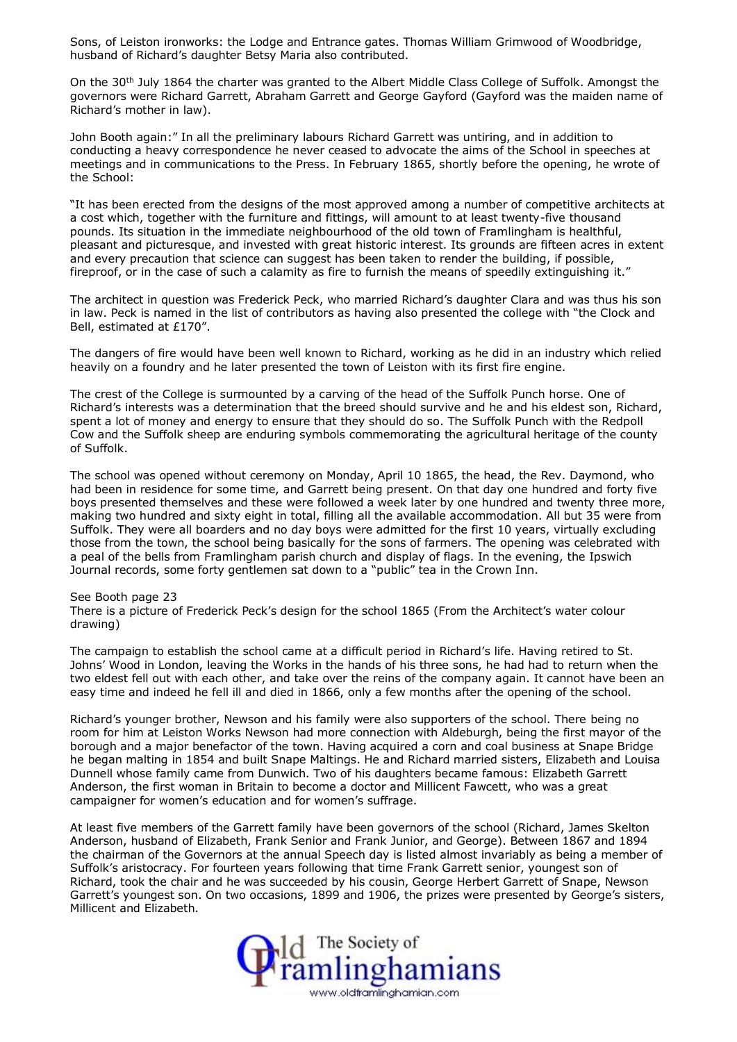Sons, of Leiston ironworks: the Lodge and Entrance gates. Thomas William Grimwood of Woodbridge, husband of Richard's daughter Betsy Maria also contributed.

On the 30th July 1864 the charter was granted to the Albert Middle Class College of Suffolk. Amongst the governors were Richard Garrett, Abraham Garrett and George Gayford (Gayford was the maiden name of Richard's mother in law).

John Booth again:" In all the preliminary labours Richard Garrett was untiring, and in addition to conducting a heavy correspondence he never ceased to advocate the aims of the School in speeches at meetings and in communications to the Press. In February 1865, shortly before the opening, he wrote of the School:

"It has been erected from the designs of the most approved among a number of competitive architects at a cost which, together with the furniture and fittings, will amount to at least twenty-five thousand pounds. Its situation in the immediate neighbourhood of the old town of Framlingham is healthful, pleasant and picturesque, and invested with great historic interest. Its grounds are fifteen acres in extent and every precaution that science can suggest has been taken to render the building, if possible, fireproof, or in the case of such a calamity as fire to furnish the means of speedily extinguishing it."

The architect in question was Frederick Peck, who married Richard's daughter Clara and was thus his son in law. Peck is named in the list of contributors as having also presented the college with "the Clock and Bell, estimated at £170".

The dangers of fire would have been well known to Richard, working as he did in an industry which relied heavily on a foundry and he later presented the town of Leiston with its first fire engine.

The crest of the College is surmounted by a carving of the head of the Suffolk Punch horse. One of Richard's interests was a determination that the breed should survive and he and his eldest son, Richard, spent a lot of money and energy to ensure that they should do so. The Suffolk Punch with the Redpoll Cow and the Suffolk sheep are enduring symbols commemorating the agricultural heritage of the county of Suffolk.

The school was opened without ceremony on Monday, April 10 1865, the head, the Rev. Daymond, who had been in residence for some time, and Garrett being present. On that day one hundred and forty five boys presented themselves and these were followed a week later by one hundred and twenty three more, making two hundred and sixty eight in total, filling all the available accommodation. All but 35 were from Suffolk. They were all boarders and no day boys were admitted for the first 10 years, virtually excluding those from the town, the school being basically for the sons of farmers. The opening was celebrated with a peal of the bells from Framlingham parish church and display of flags. In the evening, the Ipswich Journal records, some forty gentlemen sat down to a "public" tea in the Crown Inn.

See Booth page 23
There is a picture of Frederick Peck's design for the school 1865 (From the Architect's water colour drawing)

The campaign to establish the school came at a difficult period in Richard's life. Having retired to St. Johns' Wood in London, leaving the Works in the hands of his three sons, he had had to return when the two eldest fell out with each other, and take over the reins of the company again. It cannot have been an easy time and indeed he fell ill and died in 1866, only a few months after the opening of the school.

Richard's younger brother, Newson and his family were also supporters of the school. There being no room for him at Leiston Works Newson had more connection with Aldeburgh, being the first mayor of the borough and a major benefactor of the town. Having acquired a corn and coal business at Snape Bridge he began malting in 1854 and built Snape Maltings. He and Richard married sisters, Elizabeth and Louisa Dunnell whose family came from Dunwich. Two of his daughters became famous: Elizabeth Garrett Anderson, the first woman in Britain to become a doctor and Millicent Fawcett, who was a great campaigner for women's education and for women's suffrage.

At least five members of the Garrett family have been governors of the school (Richard, James Skelton Anderson, husband of Elizabeth, Frank Senior and Frank Junior, and George). Between 1867 and 1894 the chairman of the Governors at the annual Speech day is listed almost invariably as being a member of Suffolk's aristocracy. For fourteen years following that time Frank Garrett senior, youngest son of Richard, took the chair and he was succeeded by his cousin, George Herbert Garrett of Snape, Newson Garrett's youngest son. On two occasions, 1899 and 1906, the prizes were presented by George's sisters, Millicent and Elizabeth.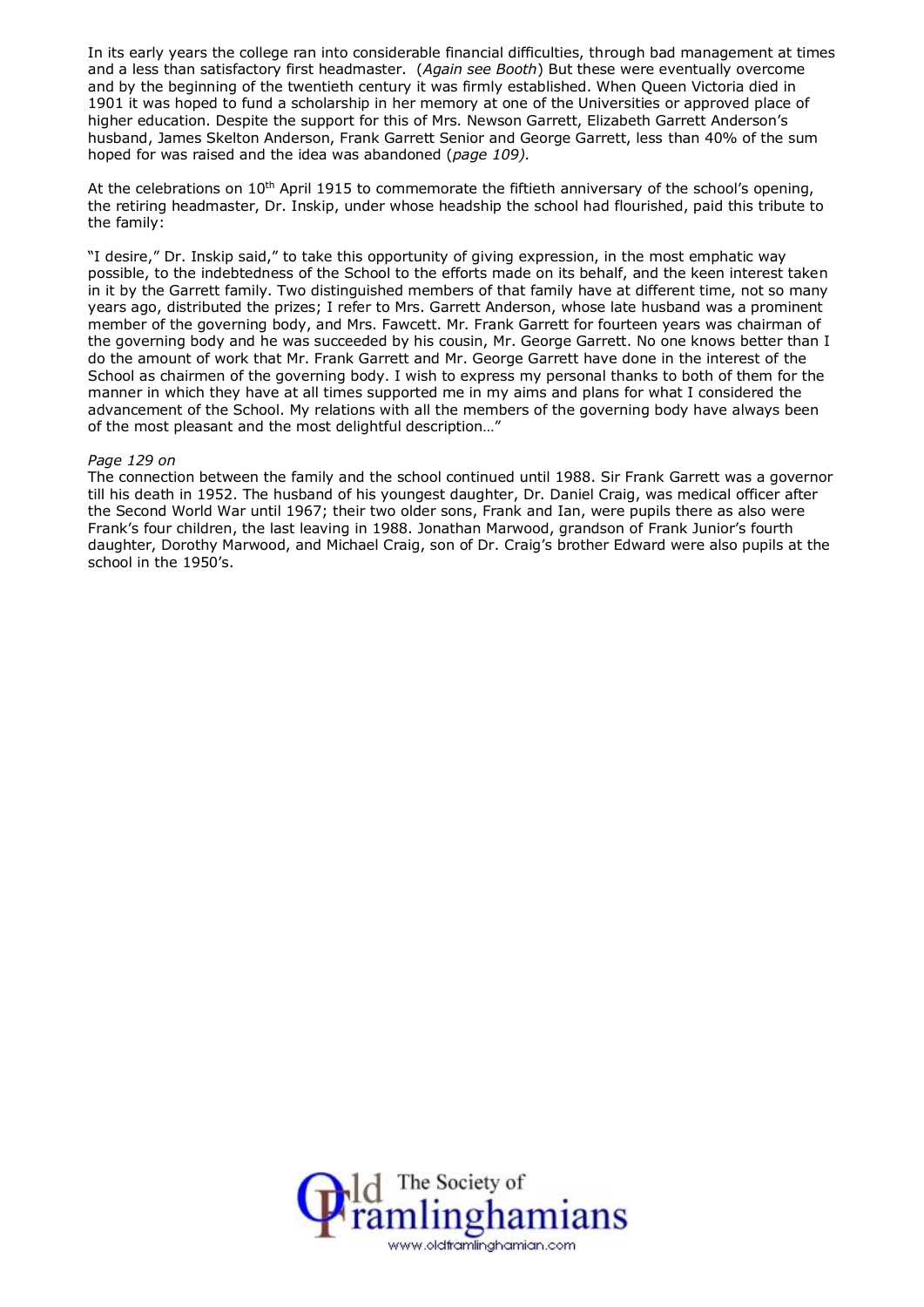In its early years the college ran into considerable financial difficulties, through bad management at times and a less than satisfactory first headmaster. (*Again see Booth*) But these were eventually overcome and by the beginning of the twentieth century it was firmly established. When Queen Victoria died in 1901 it was hoped to fund a scholarship in her memory at one of the Universities or approved place of higher education. Despite the support for this of Mrs. Newson Garrett, Elizabeth Garrett Anderson's husband, James Skelton Anderson, Frank Garrett Senior and George Garrett, less than 40% of the sum hoped for was raised and the idea was abandoned (*page 109).*

At the celebrations on 10th April 1915 to commemorate the fiftieth anniversary of the school's opening, the retiring headmaster, Dr. Inskip, under whose headship the school had flourished, paid this tribute to the family:

"I desire," Dr. Inskip said," to take this opportunity of giving expression, in the most emphatic way possible, to the indebtedness of the School to the efforts made on its behalf, and the keen interest taken in it by the Garrett family. Two distinguished members of that family have at different time, not so many years ago, distributed the prizes; I refer to Mrs. Garrett Anderson, whose late husband was a prominent member of the governing body, and Mrs. Fawcett. Mr. Frank Garrett for fourteen years was chairman of the governing body and he was succeeded by his cousin, Mr. George Garrett. No one knows better than I do the amount of work that Mr. Frank Garrett and Mr. George Garrett have done in the interest of the School as chairmen of the governing body. I wish to express my personal thanks to both of them for the manner in which they have at all times supported me in my aims and plans for what I considered the advancement of the School. My relations with all the members of the governing body have always been of the most pleasant and the most delightful description…"

*Page 129 on*
The connection between the family and the school continued until 1988. Sir Frank Garrett was a governor till his death in 1952. The husband of his youngest daughter, Dr. Daniel Craig, was medical officer after the Second World War until 1967; their two older sons, Frank and Ian, were pupils there as also were Frank's four children, the last leaving in 1988. Jonathan Marwood, grandson of Frank Junior's fourth daughter, Dorothy Marwood, and Michael Craig, son of Dr. Craig's brother Edward were also pupils at the school in the 1950's.

Old Framlinghamians The Society of
www.oldframlinghamian.com